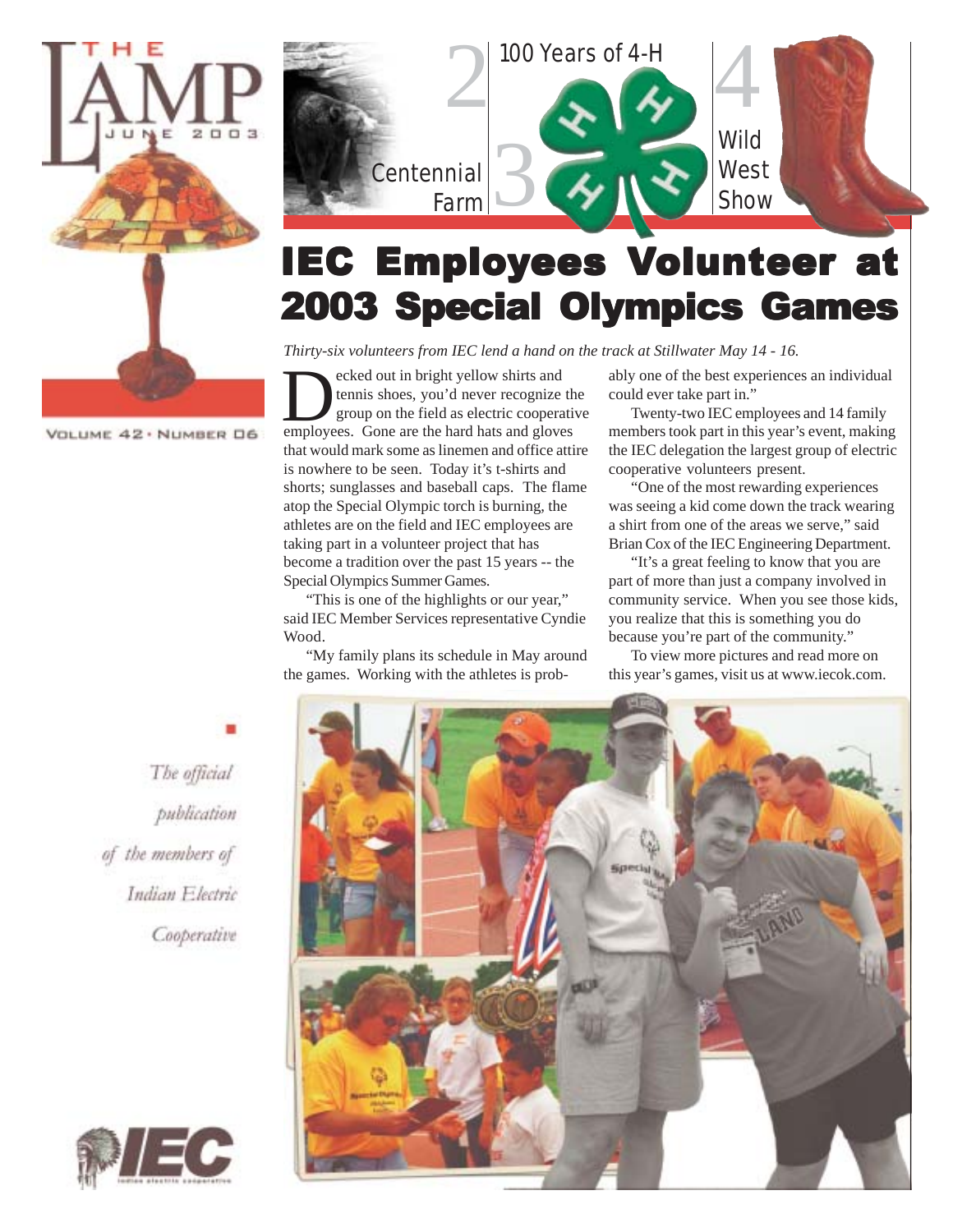THE LAMP

JUNE 2003

VOLUME 42 • NUMBER 06

2 Centennial Farm

3 100 Years of 4-H

4 Wild West Show

# IEC Employees Volunteer at 2003 Special Olympics Games

*Thirty-six volunteers from IEC lend a hand on the track at Stillwater May 14 - 16.*

Decked out in bright yellow shirts and tennis shoes, you'd never recognize the group on the field as electric cooperative employees. Gone are the hard hats and gloves that would mark some as linemen and office attire is nowhere to be seen. Today it's t-shirts and shorts; sunglasses and baseball caps. The flame atop the Special Olympic torch is burning, the athletes are on the field and IEC employees are taking part in a volunteer project that has become a tradition over the past 15 years -- the Special Olympics Summer Games.

"This is one of the highlights or our year," said IEC Member Services representative Cyndie Wood.

"My family plans its schedule in May around the games. Working with the athletes is probably one of the best experiences an individual could ever take part in."

Twenty-two IEC employees and 14 family members took part in this year's event, making the IEC delegation the largest group of electric cooperative volunteers present.

"One of the most rewarding experiences was seeing a kid come down the track wearing a shirt from one of the areas we serve," said Brian Cox of the IEC Engineering Department.

"It's a great feeling to know that you are part of more than just a company involved in community service. When you see those kids, you realize that this is something you do because you're part of the community."

To view more pictures and read more on this year's games, visit us at www.iecok.com.

*The official publication of the members of Indian Electric Cooperative*

IEC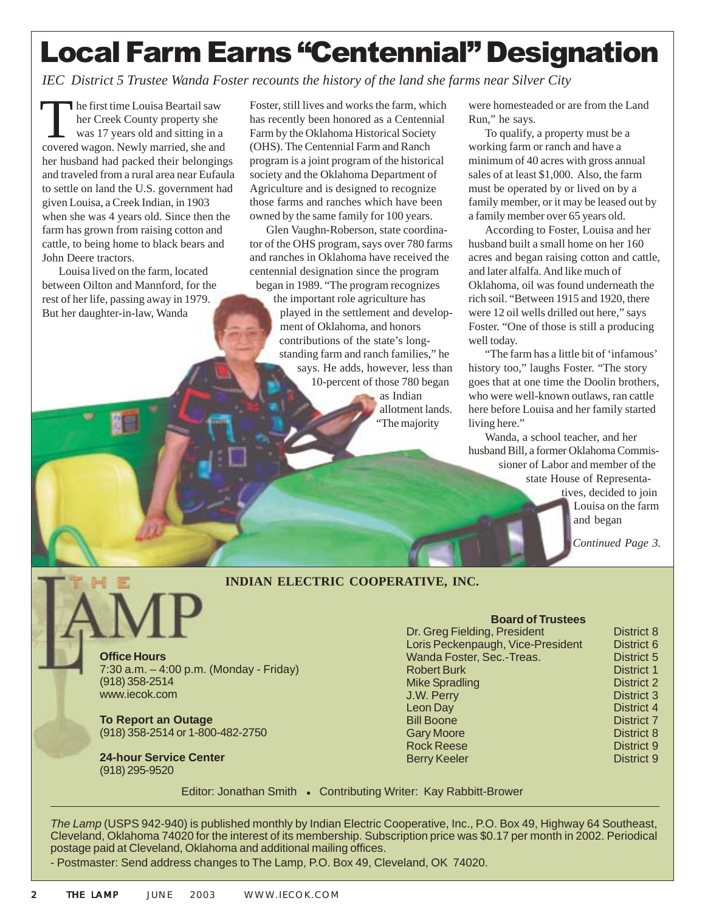# Local Farm Earns "Centennial" Designation

*IEC District 5 Trustee Wanda Foster recounts the history of the land she farms near Silver City*

The first time Louisa Beartail saw her Creek County property she was 17 years old and sitting in a covered wagon. Newly married, she and her husband had packed their belongings and traveled from a rural area near Eufaula to settle on land the U.S. government had given Louisa, a Creek Indian, in 1903 when she was 4 years old. Since then the farm has grown from raising cotton and cattle, to being home to black bears and John Deere tractors.

Louisa lived on the farm, located between Oilton and Mannford, for the rest of her life, passing away in 1979. But her daughter-in-law, Wanda Foster, still lives and works the farm, which has recently been honored as a Centennial Farm by the Oklahoma Historical Society (OHS). The Centennial Farm and Ranch program is a joint program of the historical society and the Oklahoma Department of Agriculture and is designed to recognize those farms and ranches which have been owned by the same family for 100 years.

Glen Vaughn-Roberson, state coordinator of the OHS program, says over 780 farms and ranches in Oklahoma have received the centennial designation since the program began in 1989. "The program recognizes the important role agriculture has played in the settlement and development of Oklahoma, and honors contributions of the state's long-standing farm and ranch families," he says. He adds, however, less than 10-percent of those 780 began as Indian allotment lands. "The majority were homesteaded or are from the Land Run," he says.

To qualify, a property must be a working farm or ranch and have a minimum of 40 acres with gross annual sales of at least $1,000. Also, the farm must be operated by or lived on by a family member, or it may be leased out by a family member over 65 years old.

According to Foster, Louisa and her husband built a small home on her 160 acres and began raising cotton and cattle, and later alfalfa. And like much of Oklahoma, oil was found underneath the rich soil. "Between 1915 and 1920, there were 12 oil wells drilled out here," says Foster. "One of those is still a producing well today.

"The farm has a little bit of 'infamous' history too," laughs Foster. "The story goes that at one time the Doolin brothers, who were well-known outlaws, ran cattle here before Louisa and her family started living here."

Wanda, a school teacher, and her husband Bill, a former Oklahoma Commissioner of Labor and member of the state House of Representatives, decided to join Louisa on the farm and began

*Continued Page 3.*

---

## THE LAMP

**INDIAN ELECTRIC COOPERATIVE, INC.**

**Office Hours**
7:30 a.m. – 4:00 p.m. (Monday - Friday)
(918) 358-2514
www.iecok.com

**To Report an Outage**
(918) 358-2514 or 1-800-482-2750

**24-hour Service Center**
(918) 295-9520

**Board of Trustees**

| Name | District |
|---|---|
| Dr. Greg Fielding, President | District 8 |
| Loris Peckenpaugh, Vice-President | District 6 |
| Wanda Foster, Sec.-Treas. | District 5 |
| Robert Burk | District 1 |
| Mike Spradling | District 2 |
| J.W. Perry | District 3 |
| Leon Day | District 4 |
| Bill Boone | District 7 |
| Gary Moore | District 8 |
| Rock Reese | District 9 |
| Berry Keeler | District 9 |

Editor: Jonathan Smith • Contributing Writer: Kay Rabbitt-Brower

*The Lamp* (USPS 942-940) is published monthly by Indian Electric Cooperative, Inc., P.O. Box 49, Highway 64 Southeast, Cleveland, Oklahoma 74020 for the interest of its membership. Subscription price was $0.17 per month in 2002. Periodical postage paid at Cleveland, Oklahoma and additional mailing offices.

- Postmaster: Send address changes to The Lamp, P.O. Box 49, Cleveland, OK 74020.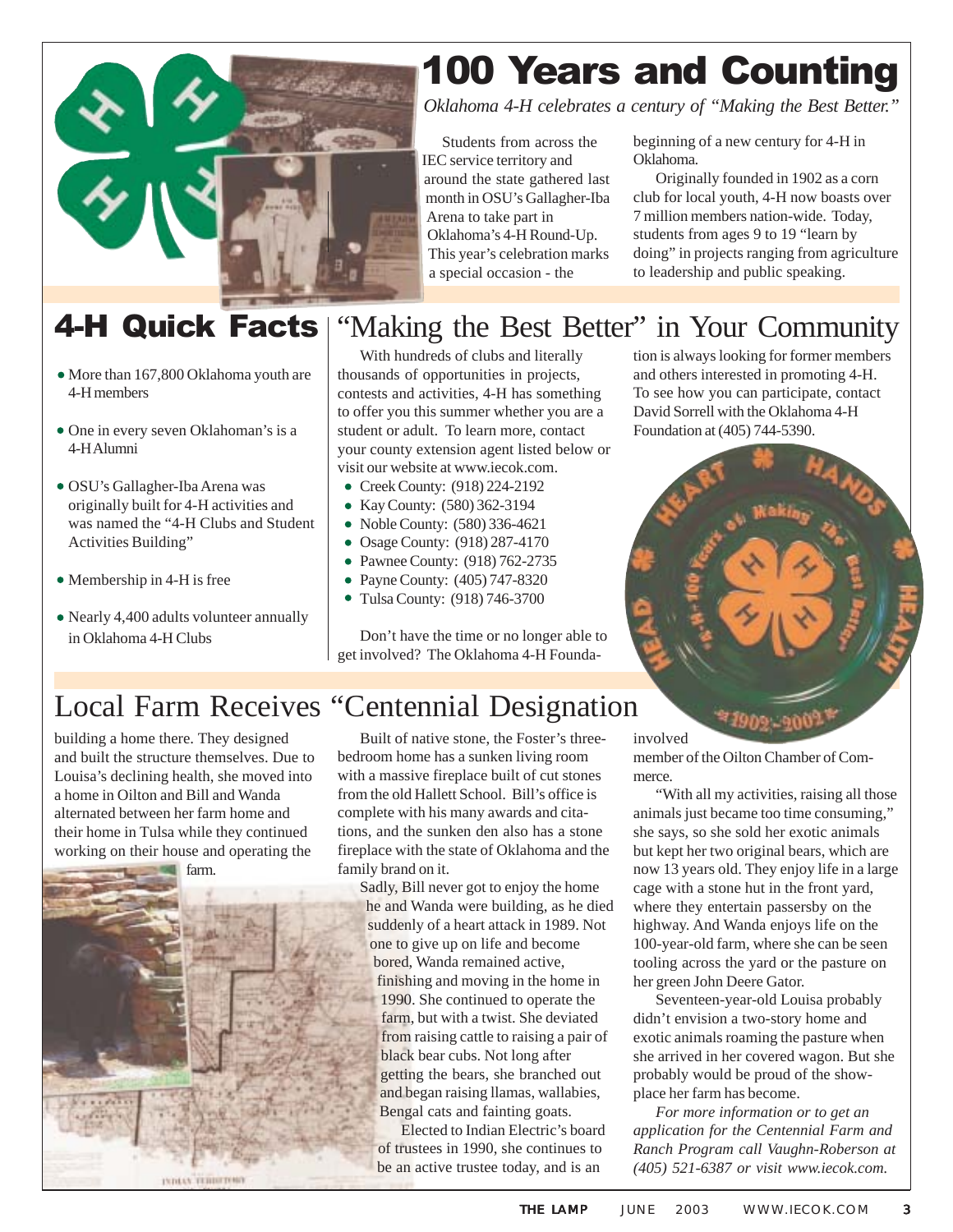# 100 Years and Counting

*Oklahoma 4-H celebrates a century of "Making the Best Better."*

Students from across the IEC service territory and around the state gathered last month in OSU's Gallagher-Iba Arena to take part in Oklahoma's 4-H Round-Up. This year's celebration marks a special occasion - the beginning of a new century for 4-H in Oklahoma.

Originally founded in 1902 as a corn club for local youth, 4-H now boasts over 7 million members nation-wide. Today, students from ages 9 to 19 "learn by doing" in projects ranging from agriculture to leadership and public speaking.

## 4-H Quick Facts

- More than 167,800 Oklahoma youth are 4-H members
- One in every seven Oklahoman's is a 4-H Alumni
- OSU's Gallagher-Iba Arena was originally built for 4-H activities and was named the "4-H Clubs and Student Activities Building"
- Membership in 4-H is free
- Nearly 4,400 adults volunteer annually in Oklahoma 4-H Clubs

## "Making the Best Better" in Your Community

With hundreds of clubs and literally thousands of opportunities in projects, contests and activities, 4-H has something to offer you this summer whether you are a student or adult. To learn more, contact your county extension agent listed below or visit our website at www.iecok.com.

- Creek County: (918) 224-2192
- Kay County: (580) 362-3194
- Noble County: (580) 336-4621
- Osage County: (918) 287-4170
- Pawnee County: (918) 762-2735
- Payne County: (405) 747-8320
- Tulsa County: (918) 746-3700

Don't have the time or no longer able to get involved? The Oklahoma 4-H Foundation is always looking for former members and others interested in promoting 4-H. To see how you can participate, contact David Sorrell with the Oklahoma 4-H Foundation at (405) 744-5390.

## Local Farm Receives "Centennial Designation

building a home there. They designed and built the structure themselves. Due to Louisa's declining health, she moved into a home in Oilton and Bill and Wanda alternated between her farm home and their home in Tulsa while they continued working on their house and operating the farm.

Built of native stone, the Foster's three-bedroom home has a sunken living room with a massive fireplace built of cut stones from the old Hallett School. Bill's office is complete with his many awards and citations, and the sunken den also has a stone fireplace with the state of Oklahoma and the family brand on it.

Sadly, Bill never got to enjoy the home he and Wanda were building, as he died suddenly of a heart attack in 1989. Not one to give up on life and become bored, Wanda remained active, finishing and moving in the home in 1990. She continued to operate the farm, but with a twist. She deviated from raising cattle to raising a pair of black bear cubs. Not long after getting the bears, she branched out and began raising llamas, wallabies, Bengal cats and fainting goats.

Elected to Indian Electric's board of trustees in 1990, she continues to be an active trustee today, and is an involved member of the Oilton Chamber of Commerce.

"With all my activities, raising all those animals just became too time consuming," she says, so she sold her exotic animals but kept her two original bears, which are now 13 years old. They enjoy life in a large cage with a stone hut in the front yard, where they entertain passersby on the highway. And Wanda enjoys life on the 100-year-old farm, where she can be seen tooling across the yard or the pasture on her green John Deere Gator.

Seventeen-year-old Louisa probably didn't envision a two-story home and exotic animals roaming the pasture when she arrived in her covered wagon. But she probably would be proud of the showplace her farm has become.

*For more information or to get an application for the Centennial Farm and Ranch Program call Vaughn-Roberson at (405) 521-6387 or visit www.iecok.com.*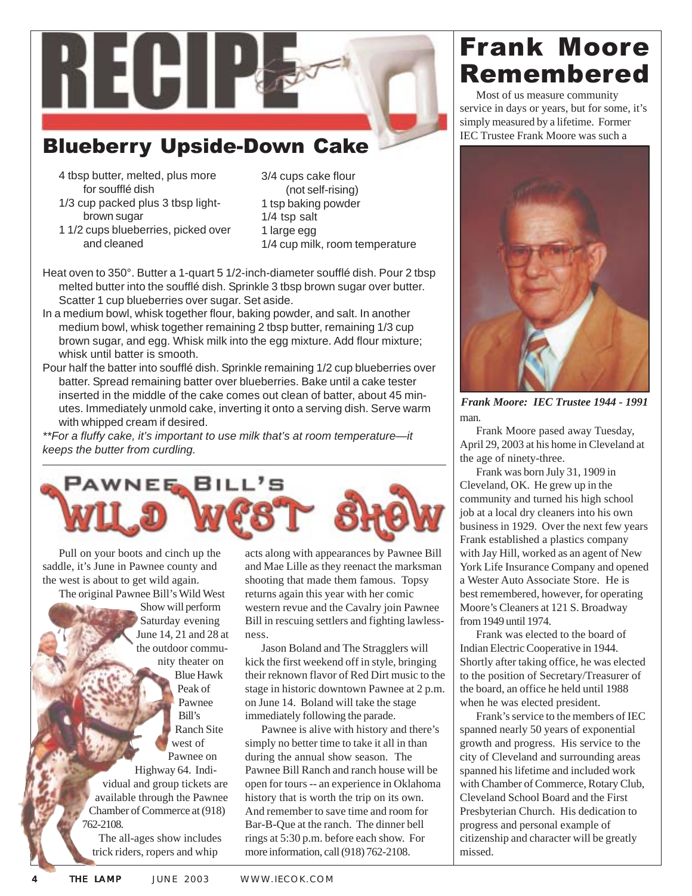# RECIPE

## Blueberry Upside-Down Cake

- 4 tbsp butter, melted, plus more for soufflé dish
- 1/3 cup packed plus 3 tbsp light-brown sugar
- 1 1/2 cups blueberries, picked over and cleaned
- 3/4 cups cake flour (not self-rising)
- 1 tsp baking powder
- 1/4 tsp salt
- 1 large egg
- 1/4 cup milk, room temperature

Heat oven to 350°. Butter a 1-quart 5 1/2-inch-diameter soufflé dish. Pour 2 tbsp melted butter into the soufflé dish. Sprinkle 3 tbsp brown sugar over butter. Scatter 1 cup blueberries over sugar. Set aside.

In a medium bowl, whisk together flour, baking powder, and salt. In another medium bowl, whisk together remaining 2 tbsp butter, remaining 1/3 cup brown sugar, and egg. Whisk milk into the egg mixture. Add flour mixture; whisk until batter is smooth.

Pour half the batter into soufflé dish. Sprinkle remaining 1/2 cup blueberries over batter. Spread remaining batter over blueberries. Bake until a cake tester inserted in the middle of the cake comes out clean of batter, about 45 minutes. Immediately unmold cake, inverting it onto a serving dish. Serve warm with whipped cream if desired.

*\*\*For a fluffy cake, it's important to use milk that's at room temperature—it keeps the butter from curdling.*

# Pawnee Bill's Wild West Show

Pull on your boots and cinch up the saddle, it's June in Pawnee county and the west is about to get wild again.

The original Pawnee Bill's Wild West Show will perform Saturday evening June 14, 21 and 28 at the outdoor community theater on Blue Hawk Peak of Pawnee Bill's Ranch Site west of Pawnee on Highway 64. Individual and group tickets are available through the Pawnee Chamber of Commerce at (918) 762-2108.

The all-ages show includes trick riders, ropers and whip acts along with appearances by Pawnee Bill and Mae Lille as they reenact the marksman shooting that made them famous. Topsy returns again this year with her comic western revue and the Cavalry join Pawnee Bill in rescuing settlers and fighting lawlessness.

Jason Boland and The Stragglers will kick the first weekend off in style, bringing their reknown flavor of Red Dirt music to the stage in historic downtown Pawnee at 2 p.m. on June 14. Boland will take the stage immediately following the parade.

Pawnee is alive with history and there's simply no better time to take it all in than during the annual show season. The Pawnee Bill Ranch and ranch house will be open for tours -- an experience in Oklahoma history that is worth the trip on its own. And remember to save time and room for Bar-B-Que at the ranch. The dinner bell rings at 5:30 p.m. before each show. For more information, call (918) 762-2108.

# Frank Moore Remembered

Most of us measure community service in days or years, but for some, it's simply measured by a lifetime. Former IEC Trustee Frank Moore was such a man.

***Frank Moore: IEC Trustee 1944 - 1991***

Frank Moore pased away Tuesday, April 29, 2003 at his home in Cleveland at the age of ninety-three.

Frank was born July 31, 1909 in Cleveland, OK. He grew up in the community and turned his high school job at a local dry cleaners into his own business in 1929. Over the next few years Frank established a plastics company with Jay Hill, worked as an agent of New York Life Insurance Company and opened a Wester Auto Associate Store. He is best remembered, however, for operating Moore's Cleaners at 121 S. Broadway from 1949 until 1974.

Frank was elected to the board of Indian Electric Cooperative in 1944. Shortly after taking office, he was elected to the position of Secretary/Treasurer of the board, an office he held until 1988 when he was elected president.

Frank's service to the members of IEC spanned nearly 50 years of exponential growth and progress. His service to the city of Cleveland and surrounding areas spanned his lifetime and included work with Chamber of Commerce, Rotary Club, Cleveland School Board and the First Presbyterian Church. His dedication to progress and personal example of citizenship and character will be greatly missed.